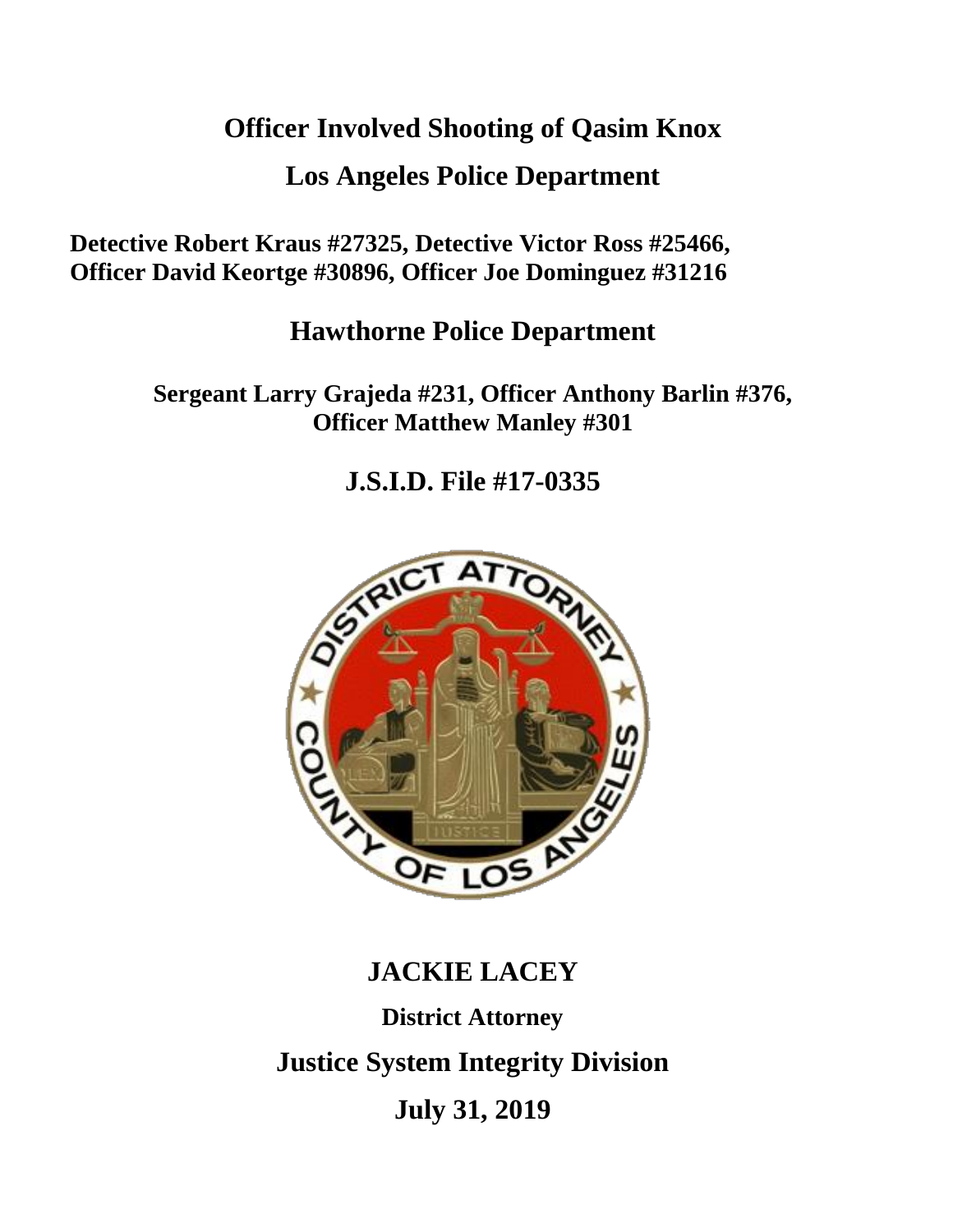# Officer Involved Shooting of Qasim Knox

## Los Angeles Police Department

**Detective Robert Kraus #27325, Detective Victor Ross #25466, Officer David Keortge #30896, Officer Joe Dominguez #31216**

## Hawthorne Police Department

**Sergeant Larry Grajeda #231, Officer Anthony Barlin #376, Officer Matthew Manley #301**

## J.S.I.D. File #17-0335

**JACKIE LACEY**

**District Attorney**

**Justice System Integrity Division**

**July 31, 2019**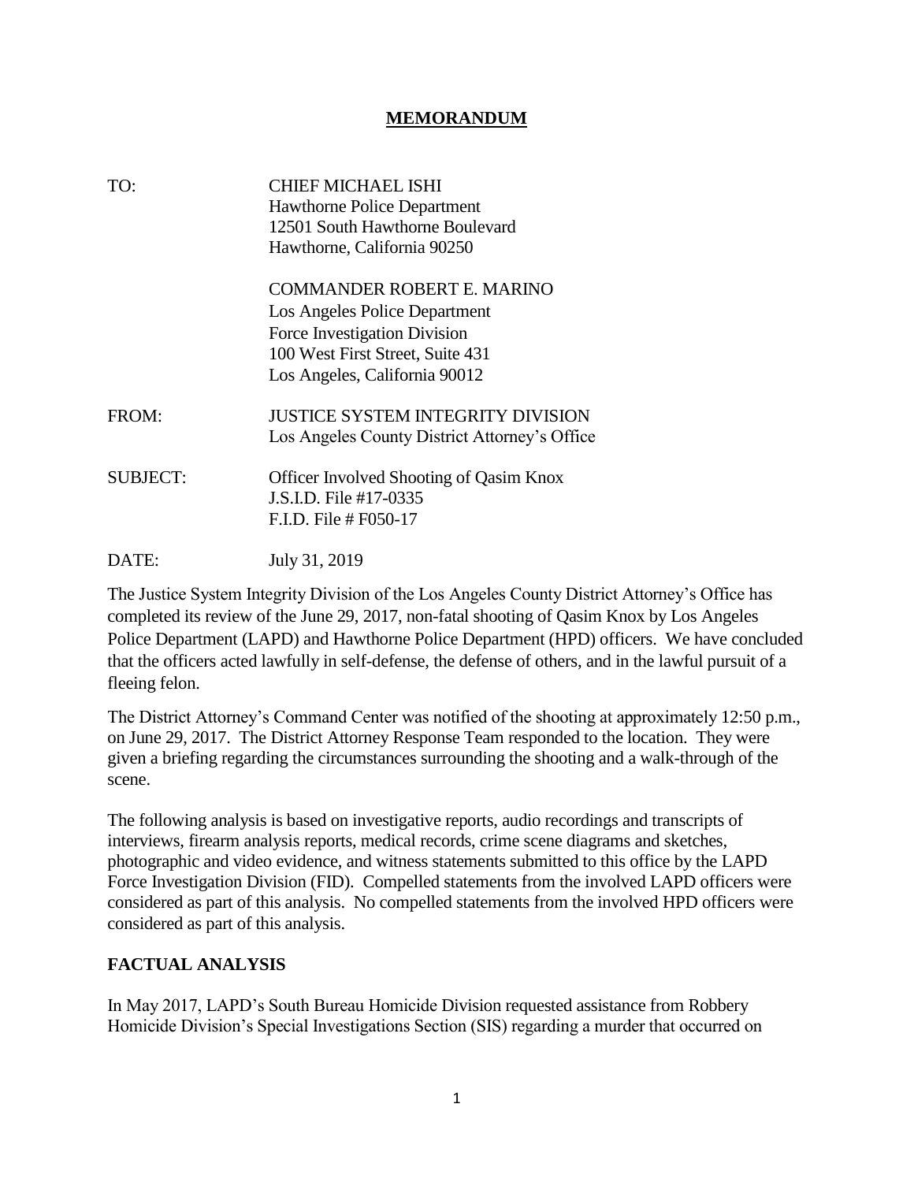# MEMORANDUM

TO: CHIEF MICHAEL ISHI
Hawthorne Police Department
12501 South Hawthorne Boulevard
Hawthorne, California 90250

COMMANDER ROBERT E. MARINO
Los Angeles Police Department
Force Investigation Division
100 West First Street, Suite 431
Los Angeles, California 90012

FROM: JUSTICE SYSTEM INTEGRITY DIVISION
Los Angeles County District Attorney's Office

SUBJECT: Officer Involved Shooting of Qasim Knox
J.S.I.D. File #17-0335
F.I.D. File # F050-17

DATE: July 31, 2019

The Justice System Integrity Division of the Los Angeles County District Attorney's Office has completed its review of the June 29, 2017, non-fatal shooting of Qasim Knox by Los Angeles Police Department (LAPD) and Hawthorne Police Department (HPD) officers. We have concluded that the officers acted lawfully in self-defense, the defense of others, and in the lawful pursuit of a fleeing felon.

The District Attorney's Command Center was notified of the shooting at approximately 12:50 p.m., on June 29, 2017. The District Attorney Response Team responded to the location. They were given a briefing regarding the circumstances surrounding the shooting and a walk-through of the scene.

The following analysis is based on investigative reports, audio recordings and transcripts of interviews, firearm analysis reports, medical records, crime scene diagrams and sketches, photographic and video evidence, and witness statements submitted to this office by the LAPD Force Investigation Division (FID). Compelled statements from the involved LAPD officers were considered as part of this analysis. No compelled statements from the involved HPD officers were considered as part of this analysis.

## FACTUAL ANALYSIS

In May 2017, LAPD's South Bureau Homicide Division requested assistance from Robbery Homicide Division's Special Investigations Section (SIS) regarding a murder that occurred on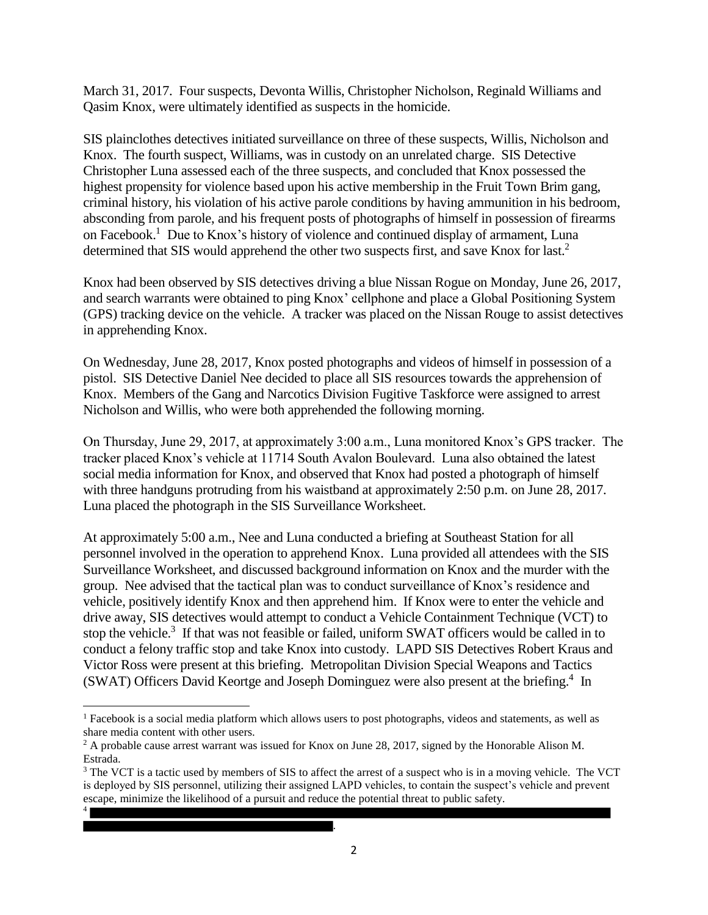March 31, 2017. Four suspects, Devonta Willis, Christopher Nicholson, Reginald Williams and Qasim Knox, were ultimately identified as suspects in the homicide.

SIS plainclothes detectives initiated surveillance on three of these suspects, Willis, Nicholson and Knox. The fourth suspect, Williams, was in custody on an unrelated charge. SIS Detective Christopher Luna assessed each of the three suspects, and concluded that Knox possessed the highest propensity for violence based upon his active membership in the Fruit Town Brim gang, criminal history, his violation of his active parole conditions by having ammunition in his bedroom, absconding from parole, and his frequent posts of photographs of himself in possession of firearms on Facebook.[1] Due to Knox's history of violence and continued display of armament, Luna determined that SIS would apprehend the other two suspects first, and save Knox for last.[2]

Knox had been observed by SIS detectives driving a blue Nissan Rogue on Monday, June 26, 2017, and search warrants were obtained to ping Knox' cellphone and place a Global Positioning System (GPS) tracking device on the vehicle. A tracker was placed on the Nissan Rouge to assist detectives in apprehending Knox.

On Wednesday, June 28, 2017, Knox posted photographs and videos of himself in possession of a pistol. SIS Detective Daniel Nee decided to place all SIS resources towards the apprehension of Knox. Members of the Gang and Narcotics Division Fugitive Taskforce were assigned to arrest Nicholson and Willis, who were both apprehended the following morning.

On Thursday, June 29, 2017, at approximately 3:00 a.m., Luna monitored Knox's GPS tracker. The tracker placed Knox's vehicle at 11714 South Avalon Boulevard. Luna also obtained the latest social media information for Knox, and observed that Knox had posted a photograph of himself with three handguns protruding from his waistband at approximately 2:50 p.m. on June 28, 2017. Luna placed the photograph in the SIS Surveillance Worksheet.

At approximately 5:00 a.m., Nee and Luna conducted a briefing at Southeast Station for all personnel involved in the operation to apprehend Knox. Luna provided all attendees with the SIS Surveillance Worksheet, and discussed background information on Knox and the murder with the group. Nee advised that the tactical plan was to conduct surveillance of Knox's residence and vehicle, positively identify Knox and then apprehend him. If Knox were to enter the vehicle and drive away, SIS detectives would attempt to conduct a Vehicle Containment Technique (VCT) to stop the vehicle.[3] If that was not feasible or failed, uniform SWAT officers would be called in to conduct a felony traffic stop and take Knox into custody. LAPD SIS Detectives Robert Kraus and Victor Ross were present at this briefing. Metropolitan Division Special Weapons and Tactics (SWAT) Officers David Keortge and Joseph Dominguez were also present at the briefing.[4] In

---

[1] Facebook is a social media platform which allows users to post photographs, videos and statements, as well as share media content with other users.

[2] A probable cause arrest warrant was issued for Knox on June 28, 2017, signed by the Honorable Alison M. Estrada.

[3] The VCT is a tactic used by members of SIS to affect the arrest of a suspect who is in a moving vehicle. The VCT is deployed by SIS personnel, utilizing their assigned LAPD vehicles, to contain the suspect's vehicle and prevent escape, minimize the likelihood of a pursuit and reduce the potential threat to public safety.

[4] [REDACTED].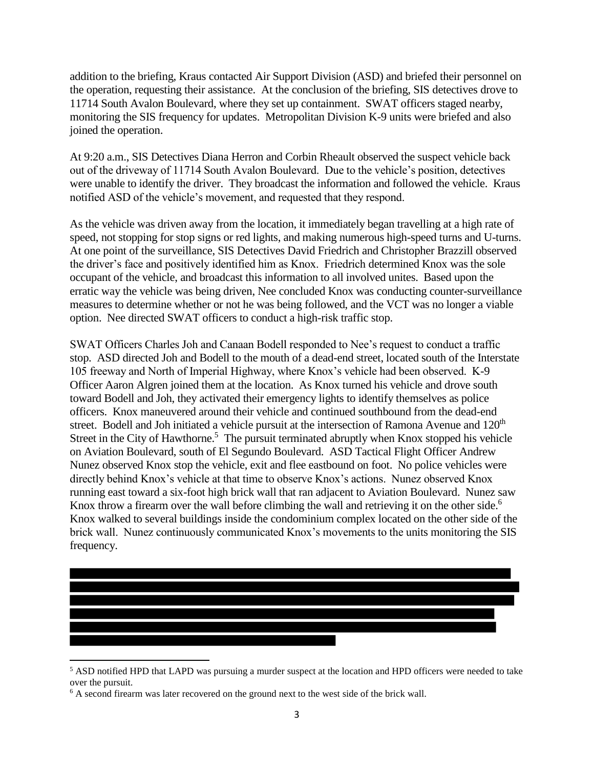addition to the briefing, Kraus contacted Air Support Division (ASD) and briefed their personnel on the operation, requesting their assistance. At the conclusion of the briefing, SIS detectives drove to 11714 South Avalon Boulevard, where they set up containment. SWAT officers staged nearby, monitoring the SIS frequency for updates. Metropolitan Division K-9 units were briefed and also joined the operation.

At 9:20 a.m., SIS Detectives Diana Herron and Corbin Rheault observed the suspect vehicle back out of the driveway of 11714 South Avalon Boulevard. Due to the vehicle's position, detectives were unable to identify the driver. They broadcast the information and followed the vehicle. Kraus notified ASD of the vehicle's movement, and requested that they respond.

As the vehicle was driven away from the location, it immediately began travelling at a high rate of speed, not stopping for stop signs or red lights, and making numerous high-speed turns and U-turns. At one point of the surveillance, SIS Detectives David Friedrich and Christopher Brazzill observed the driver's face and positively identified him as Knox. Friedrich determined Knox was the sole occupant of the vehicle, and broadcast this information to all involved unites. Based upon the erratic way the vehicle was being driven, Nee concluded Knox was conducting counter-surveillance measures to determine whether or not he was being followed, and the VCT was no longer a viable option. Nee directed SWAT officers to conduct a high-risk traffic stop.

SWAT Officers Charles Joh and Canaan Bodell responded to Nee's request to conduct a traffic stop. ASD directed Joh and Bodell to the mouth of a dead-end street, located south of the Interstate 105 freeway and North of Imperial Highway, where Knox's vehicle had been observed. K-9 Officer Aaron Algren joined them at the location. As Knox turned his vehicle and drove south toward Bodell and Joh, they activated their emergency lights to identify themselves as police officers. Knox maneuvered around their vehicle and continued southbound from the dead-end street. Bodell and Joh initiated a vehicle pursuit at the intersection of Ramona Avenue and 120th Street in the City of Hawthorne.[5] The pursuit terminated abruptly when Knox stopped his vehicle on Aviation Boulevard, south of El Segundo Boulevard. ASD Tactical Flight Officer Andrew Nunez observed Knox stop the vehicle, exit and flee eastbound on foot. No police vehicles were directly behind Knox's vehicle at that time to observe Knox's actions. Nunez observed Knox running east toward a six-foot high brick wall that ran adjacent to Aviation Boulevard. Nunez saw Knox throw a firearm over the wall before climbing the wall and retrieving it on the other side.[6] Knox walked to several buildings inside the condominium complex located on the other side of the brick wall. Nunez continuously communicated Knox's movements to the units monitoring the SIS frequency.

[5] ASD notified HPD that LAPD was pursuing a murder suspect at the location and HPD officers were needed to take over the pursuit.

[6] A second firearm was later recovered on the ground next to the west side of the brick wall.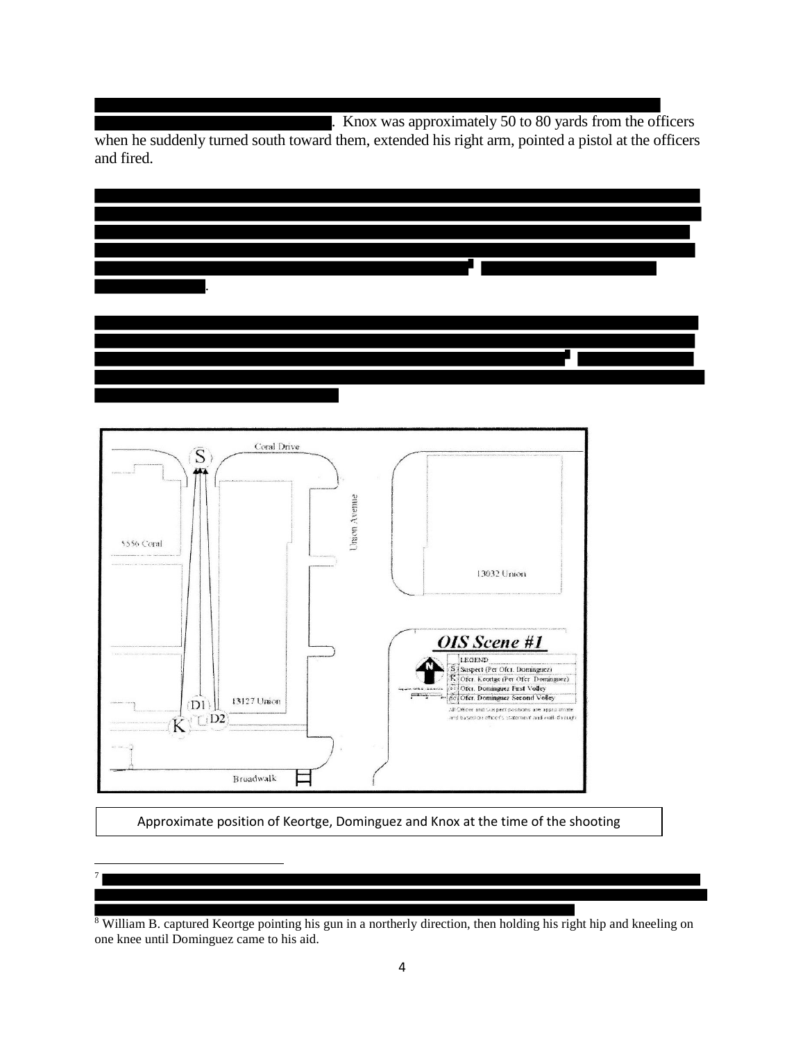. Knox was approximately 50 to 80 yards from the officers when he suddenly turned south toward them, extended his right arm, pointed a pistol at the officers and fired.

.

Coral Drive

S

Union Avenue

5556 Coral

13032 Union

***OIS Scene #1***

LEGEND

S Suspect (Per Ofcr. Dominguez)

K Ofcr. Keortge (Per Ofcr. Dominguez)

D1 Ofcr. Dominguez First Volley

D2 Ofcr. Dominguez Second Volley

All Officer and Suspect positions are approximate and based on officer's statement and walk-through

D1

13127 Union

K D2

Broadwalk

Approximate position of Keortge, Dominguez and Knox at the time of the shooting

---

[7]

[8] William B. captured Keortge pointing his gun in a northerly direction, then holding his right hip and kneeling on one knee until Dominguez came to his aid.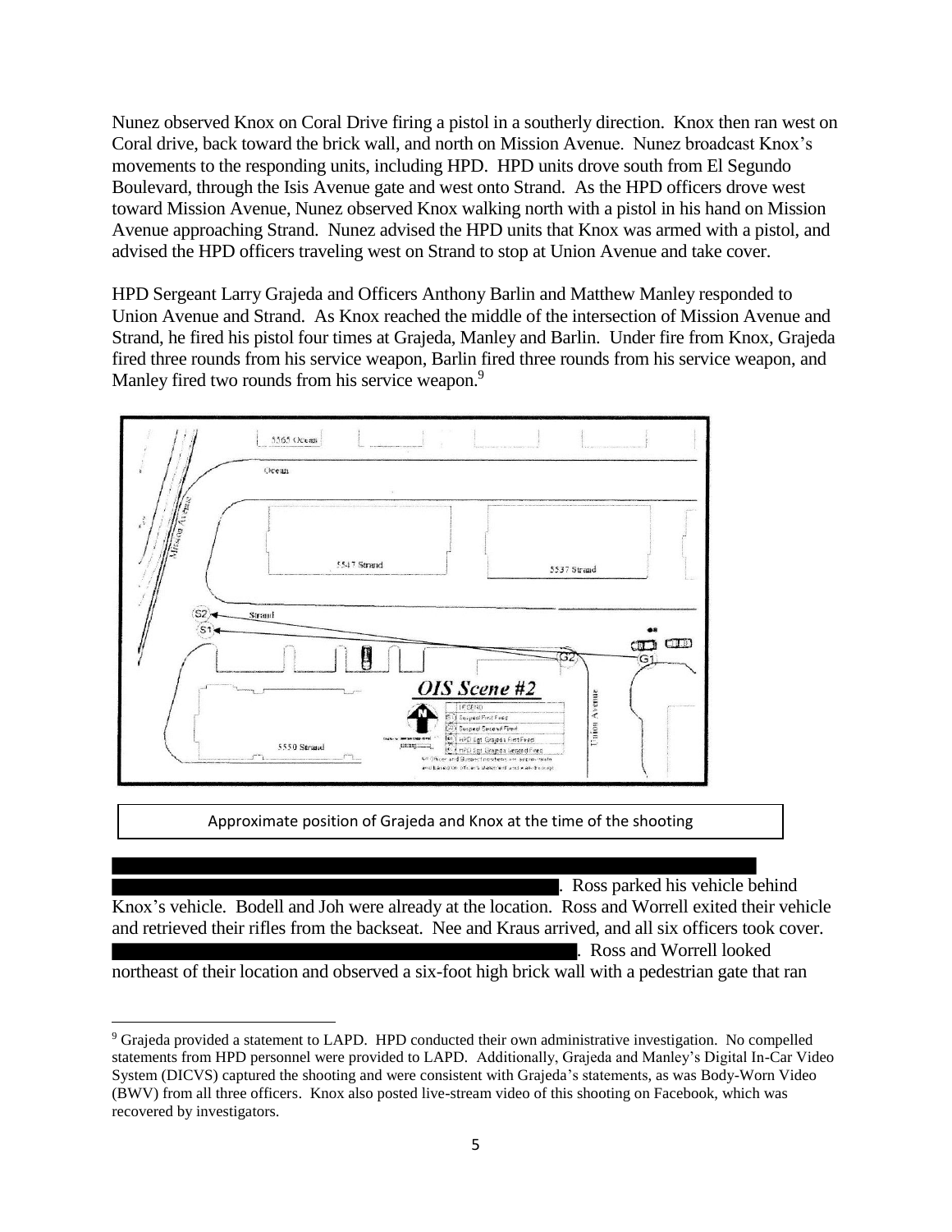Nunez observed Knox on Coral Drive firing a pistol in a southerly direction. Knox then ran west on Coral drive, back toward the brick wall, and north on Mission Avenue. Nunez broadcast Knox's movements to the responding units, including HPD. HPD units drove south from El Segundo Boulevard, through the Isis Avenue gate and west onto Strand. As the HPD officers drove west toward Mission Avenue, Nunez observed Knox walking north with a pistol in his hand on Mission Avenue approaching Strand. Nunez advised the HPD units that Knox was armed with a pistol, and advised the HPD officers traveling west on Strand to stop at Union Avenue and take cover.

HPD Sergeant Larry Grajeda and Officers Anthony Barlin and Matthew Manley responded to Union Avenue and Strand. As Knox reached the middle of the intersection of Mission Avenue and Strand, he fired his pistol four times at Grajeda, Manley and Barlin. Under fire from Knox, Grajeda fired three rounds from his service weapon, Barlin fired three rounds from his service weapon, and Manley fired two rounds from his service weapon.[9]

Approximate position of Grajeda and Knox at the time of the shooting

. Ross parked his vehicle behind Knox's vehicle. Bodell and Joh were already at the location. Ross and Worrell exited their vehicle and retrieved their rifles from the backseat. Nee and Kraus arrived, and all six officers took cover. . Ross and Worrell looked northeast of their location and observed a six-foot high brick wall with a pedestrian gate that ran

[9] Grajeda provided a statement to LAPD. HPD conducted their own administrative investigation. No compelled statements from HPD personnel were provided to LAPD. Additionally, Grajeda and Manley's Digital In-Car Video System (DICVS) captured the shooting and were consistent with Grajeda's statements, as was Body-Worn Video (BWV) from all three officers. Knox also posted live-stream video of this shooting on Facebook, which was recovered by investigators.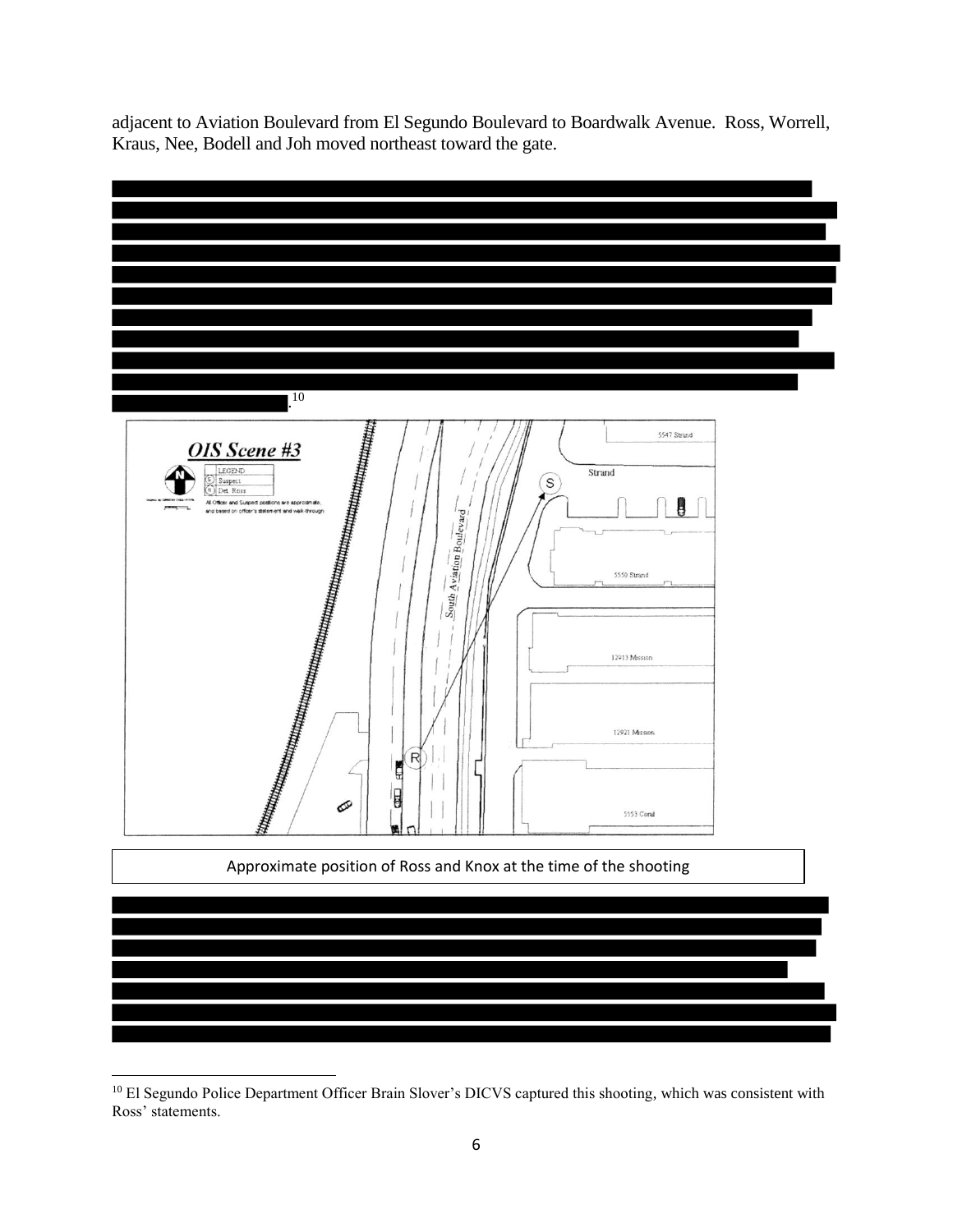adjacent to Aviation Boulevard from El Segundo Boulevard to Boardwalk Avenue. Ross, Worrell, Kraus, Nee, Bodell and Joh moved northeast toward the gate.

.[10]

Approximate position of Ross and Knox at the time of the shooting

---

[10] El Segundo Police Department Officer Brain Slover's DICVS captured this shooting, which was consistent with Ross' statements.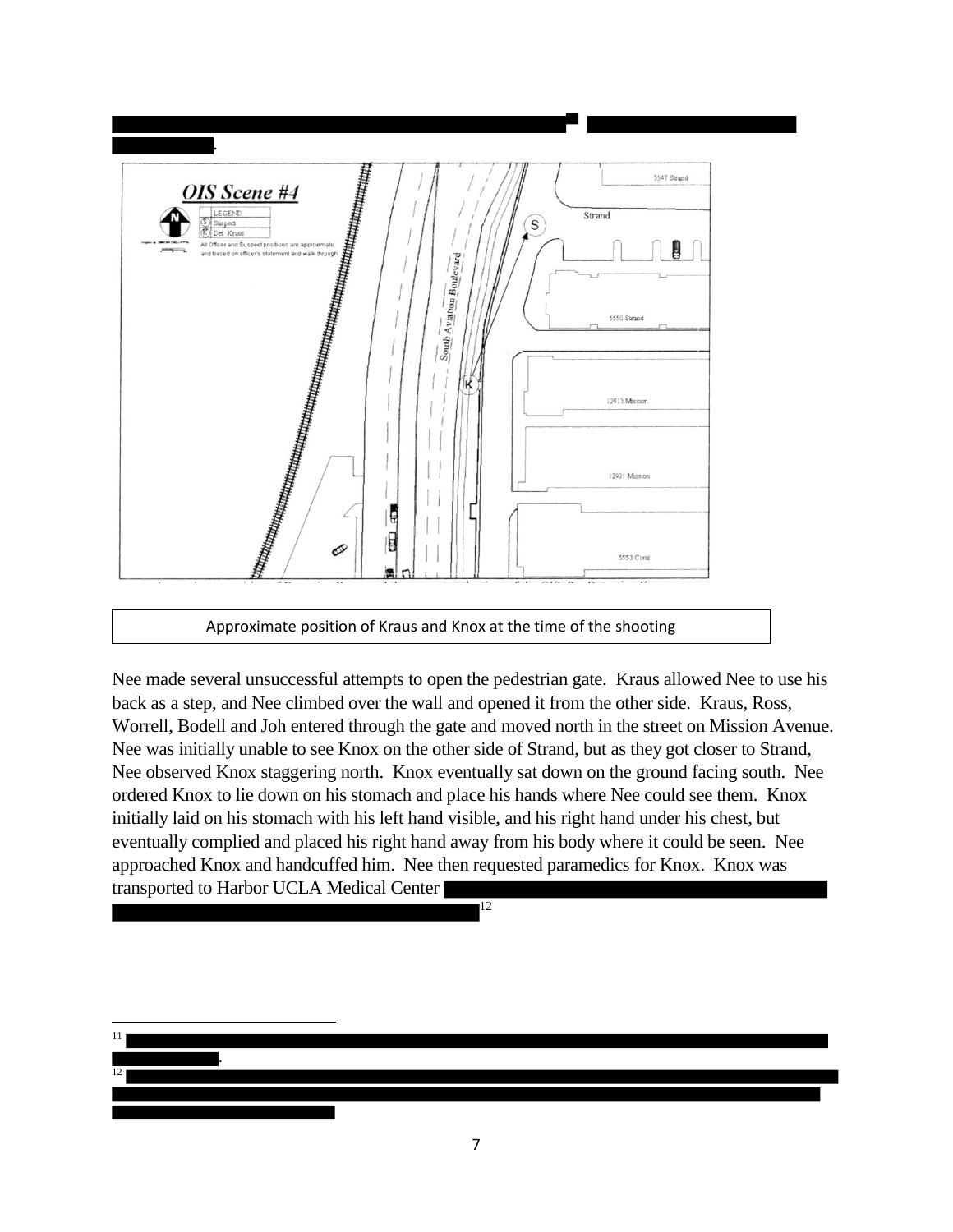Approximate position of Kraus and Knox at the time of the shooting

Nee made several unsuccessful attempts to open the pedestrian gate. Kraus allowed Nee to use his back as a step, and Nee climbed over the wall and opened it from the other side. Kraus, Ross, Worrell, Bodell and Joh entered through the gate and moved north in the street on Mission Avenue. Nee was initially unable to see Knox on the other side of Strand, but as they got closer to Strand, Nee observed Knox staggering north. Knox eventually sat down on the ground facing south. Nee ordered Knox to lie down on his stomach and place his hands where Nee could see them. Knox initially laid on his stomach with his left hand visible, and his right hand under his chest, but eventually complied and placed his right hand away from his body where it could be seen. Nee approached Knox and handcuffed him. Nee then requested paramedics for Knox. Knox was transported to Harbor UCLA Medical Center [12]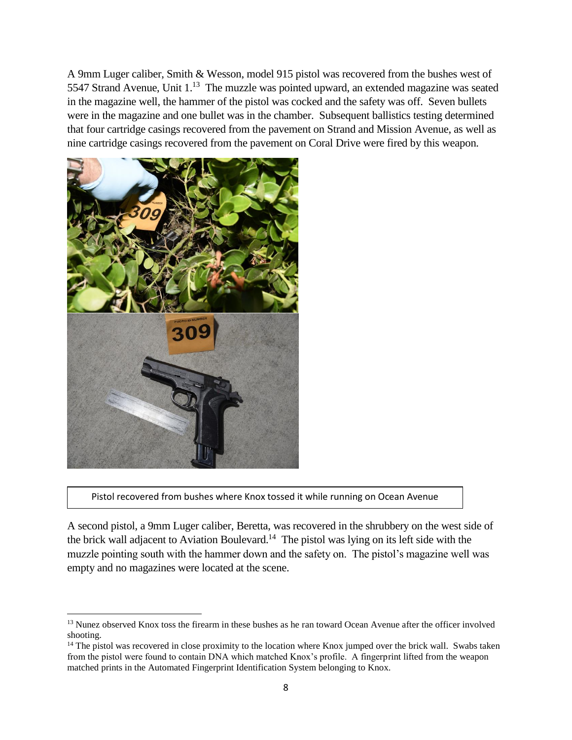A 9mm Luger caliber, Smith & Wesson, model 915 pistol was recovered from the bushes west of 5547 Strand Avenue, Unit 1.[13] The muzzle was pointed upward, an extended magazine was seated in the magazine well, the hammer of the pistol was cocked and the safety was off. Seven bullets were in the magazine and one bullet was in the chamber. Subsequent ballistics testing determined that four cartridge casings recovered from the pavement on Strand and Mission Avenue, as well as nine cartridge casings recovered from the pavement on Coral Drive were fired by this weapon.

Pistol recovered from bushes where Knox tossed it while running on Ocean Avenue

A second pistol, a 9mm Luger caliber, Beretta, was recovered in the shrubbery on the west side of the brick wall adjacent to Aviation Boulevard.[14] The pistol was lying on its left side with the muzzle pointing south with the hammer down and the safety on. The pistol's magazine well was empty and no magazines were located at the scene.

---

[13] Nunez observed Knox toss the firearm in these bushes as he ran toward Ocean Avenue after the officer involved shooting.

[14] The pistol was recovered in close proximity to the location where Knox jumped over the brick wall. Swabs taken from the pistol were found to contain DNA which matched Knox's profile. A fingerprint lifted from the weapon matched prints in the Automated Fingerprint Identification System belonging to Knox.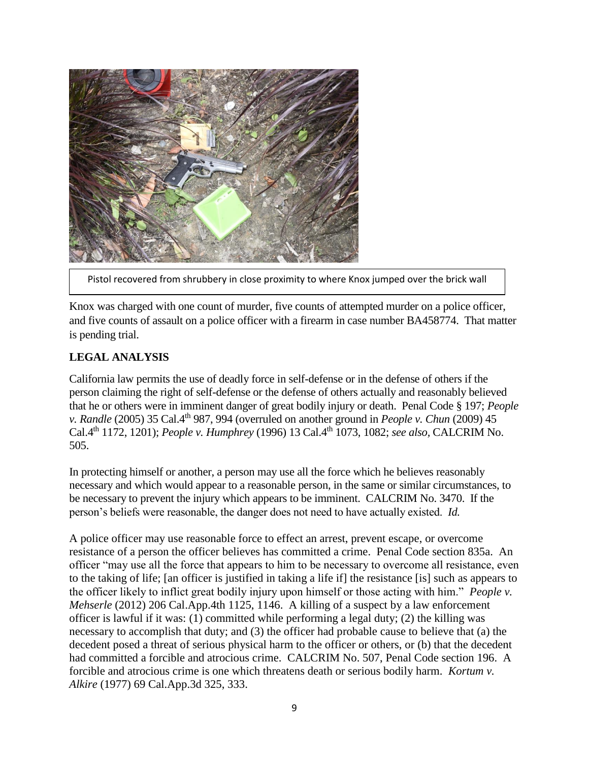Pistol recovered from shrubbery in close proximity to where Knox jumped over the brick wall

Knox was charged with one count of murder, five counts of attempted murder on a police officer, and five counts of assault on a police officer with a firearm in case number BA458774. That matter is pending trial.

## LEGAL ANALYSIS

California law permits the use of deadly force in self-defense or in the defense of others if the person claiming the right of self-defense or the defense of others actually and reasonably believed that he or others were in imminent danger of great bodily injury or death. Penal Code § 197; *People v. Randle* (2005) 35 Cal.4th 987, 994 (overruled on another ground in *People v. Chun* (2009) 45 Cal.4th 1172, 1201); *People v. Humphrey* (1996) 13 Cal.4th 1073, 1082; *see also,* CALCRIM No. 505.

In protecting himself or another, a person may use all the force which he believes reasonably necessary and which would appear to a reasonable person, in the same or similar circumstances, to be necessary to prevent the injury which appears to be imminent. CALCRIM No. 3470. If the person's beliefs were reasonable, the danger does not need to have actually existed. *Id.*

A police officer may use reasonable force to effect an arrest, prevent escape, or overcome resistance of a person the officer believes has committed a crime. Penal Code section 835a. An officer "may use all the force that appears to him to be necessary to overcome all resistance, even to the taking of life; [an officer is justified in taking a life if] the resistance [is] such as appears to the officer likely to inflict great bodily injury upon himself or those acting with him." *People v. Mehserle* (2012) 206 Cal.App.4th 1125, 1146. A killing of a suspect by a law enforcement officer is lawful if it was: (1) committed while performing a legal duty; (2) the killing was necessary to accomplish that duty; and (3) the officer had probable cause to believe that (a) the decedent posed a threat of serious physical harm to the officer or others, or (b) that the decedent had committed a forcible and atrocious crime. CALCRIM No. 507, Penal Code section 196. A forcible and atrocious crime is one which threatens death or serious bodily harm. *Kortum v. Alkire* (1977) 69 Cal.App.3d 325, 333.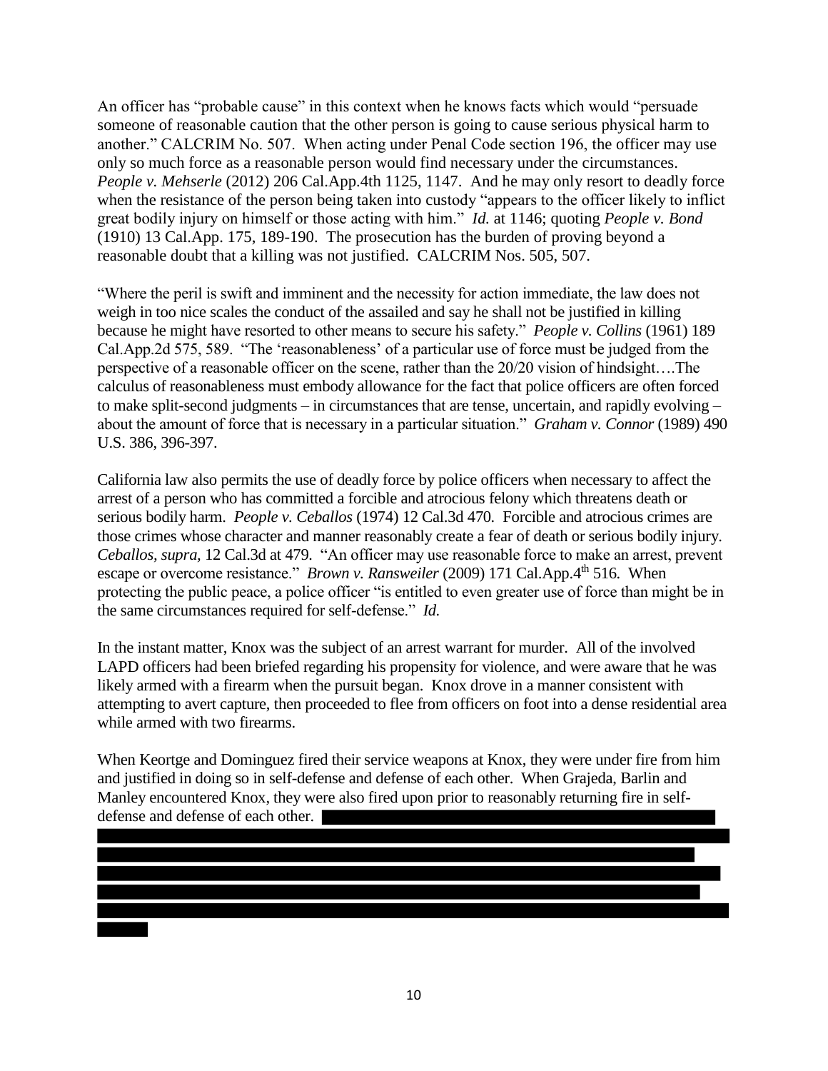An officer has "probable cause" in this context when he knows facts which would "persuade someone of reasonable caution that the other person is going to cause serious physical harm to another." CALCRIM No. 507. When acting under Penal Code section 196, the officer may use only so much force as a reasonable person would find necessary under the circumstances. *People v. Mehserle* (2012) 206 Cal.App.4th 1125, 1147. And he may only resort to deadly force when the resistance of the person being taken into custody "appears to the officer likely to inflict great bodily injury on himself or those acting with him." *Id.* at 1146; quoting *People v. Bond* (1910) 13 Cal.App. 175, 189-190. The prosecution has the burden of proving beyond a reasonable doubt that a killing was not justified. CALCRIM Nos. 505, 507.

"Where the peril is swift and imminent and the necessity for action immediate, the law does not weigh in too nice scales the conduct of the assailed and say he shall not be justified in killing because he might have resorted to other means to secure his safety." *People v. Collins* (1961) 189 Cal.App.2d 575, 589. "The 'reasonableness' of a particular use of force must be judged from the perspective of a reasonable officer on the scene, rather than the 20/20 vision of hindsight….The calculus of reasonableness must embody allowance for the fact that police officers are often forced to make split-second judgments – in circumstances that are tense, uncertain, and rapidly evolving – about the amount of force that is necessary in a particular situation." *Graham v. Connor* (1989) 490 U.S. 386, 396-397.

California law also permits the use of deadly force by police officers when necessary to affect the arrest of a person who has committed a forcible and atrocious felony which threatens death or serious bodily harm. *People v. Ceballos* (1974) 12 Cal.3d 470. Forcible and atrocious crimes are those crimes whose character and manner reasonably create a fear of death or serious bodily injury. *Ceballos, supra,* 12 Cal.3d at 479. "An officer may use reasonable force to make an arrest, prevent escape or overcome resistance." *Brown v. Ransweiler* (2009) 171 Cal.App.4th 516. When protecting the public peace, a police officer "is entitled to even greater use of force than might be in the same circumstances required for self-defense." *Id.*

In the instant matter, Knox was the subject of an arrest warrant for murder. All of the involved LAPD officers had been briefed regarding his propensity for violence, and were aware that he was likely armed with a firearm when the pursuit began. Knox drove in a manner consistent with attempting to avert capture, then proceeded to flee from officers on foot into a dense residential area while armed with two firearms.

When Keortge and Dominguez fired their service weapons at Knox, they were under fire from him and justified in doing so in self-defense and defense of each other. When Grajeda, Barlin and Manley encountered Knox, they were also fired upon prior to reasonably returning fire in self-defense and defense of each other. [REDACTED]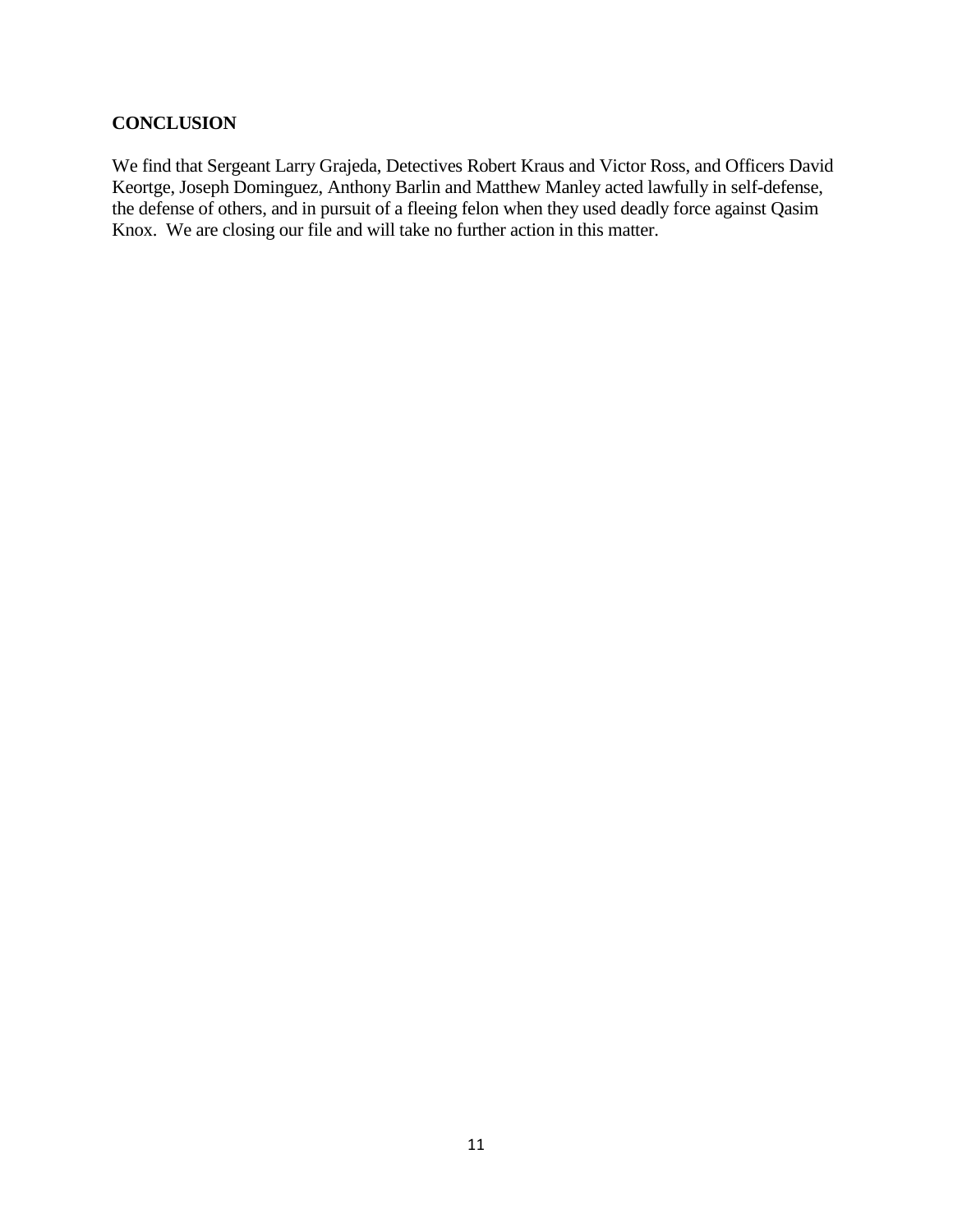## CONCLUSION

We find that Sergeant Larry Grajeda, Detectives Robert Kraus and Victor Ross, and Officers David Keortge, Joseph Dominguez, Anthony Barlin and Matthew Manley acted lawfully in self-defense, the defense of others, and in pursuit of a fleeing felon when they used deadly force against Qasim Knox. We are closing our file and will take no further action in this matter.